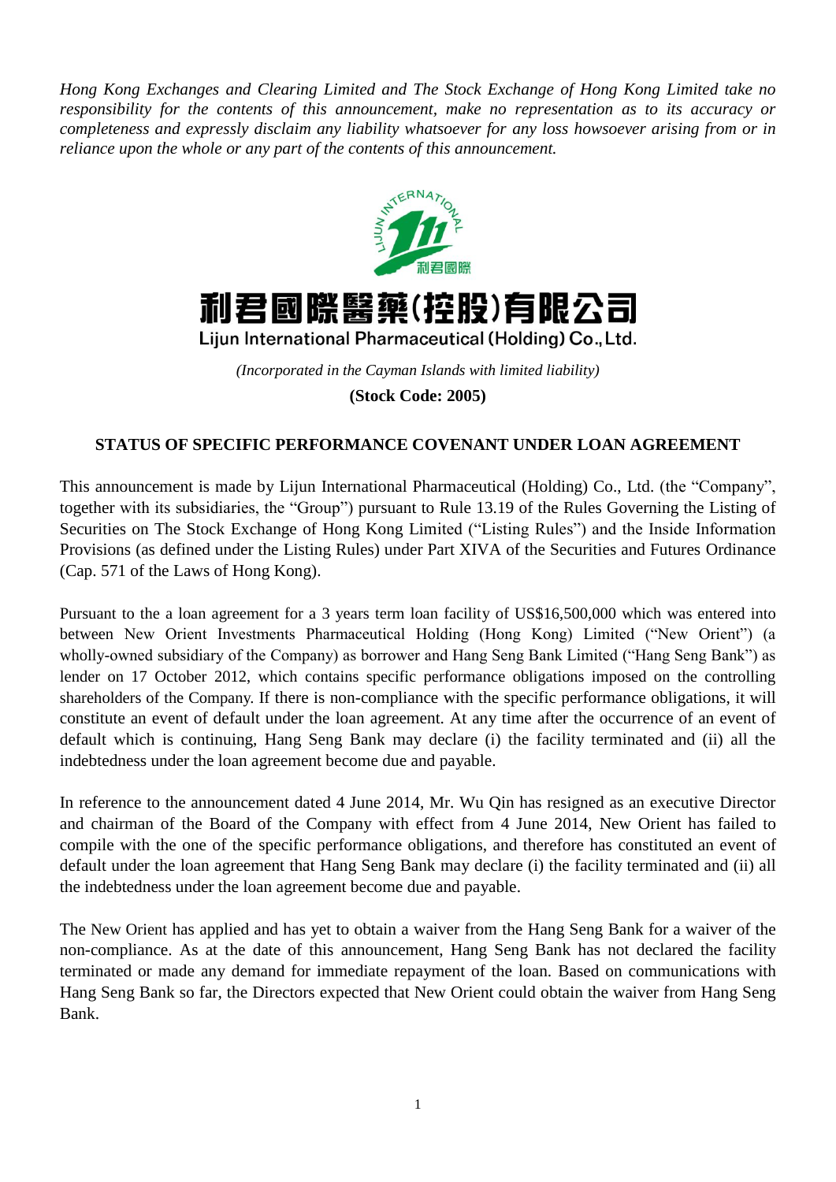*Hong Kong Exchanges and Clearing Limited and The Stock Exchange of Hong Kong Limited take no responsibility for the contents of this announcement, make no representation as to its accuracy or completeness and expressly disclaim any liability whatsoever for any loss howsoever arising from or in reliance upon the whole or any part of the contents of this announcement.*

# 利君國際醫藥(控股)有限公司
## Lijun International Pharmaceutical (Holding) Co., Ltd.

*(Incorporated in the Cayman Islands with limited liability)*

**(Stock Code: 2005)**

**STATUS OF SPECIFIC PERFORMANCE COVENANT UNDER LOAN AGREEMENT**

This announcement is made by Lijun International Pharmaceutical (Holding) Co., Ltd. (the "Company", together with its subsidiaries, the "Group") pursuant to Rule 13.19 of the Rules Governing the Listing of Securities on The Stock Exchange of Hong Kong Limited ("Listing Rules") and the Inside Information Provisions (as defined under the Listing Rules) under Part XIVA of the Securities and Futures Ordinance (Cap. 571 of the Laws of Hong Kong).

Pursuant to the a loan agreement for a 3 years term loan facility of US$16,500,000 which was entered into between New Orient Investments Pharmaceutical Holding (Hong Kong) Limited ("New Orient") (a wholly-owned subsidiary of the Company) as borrower and Hang Seng Bank Limited ("Hang Seng Bank") as lender on 17 October 2012, which contains specific performance obligations imposed on the controlling shareholders of the Company. If there is non-compliance with the specific performance obligations, it will constitute an event of default under the loan agreement. At any time after the occurrence of an event of default which is continuing, Hang Seng Bank may declare (i) the facility terminated and (ii) all the indebtedness under the loan agreement become due and payable.

In reference to the announcement dated 4 June 2014, Mr. Wu Qin has resigned as an executive Director and chairman of the Board of the Company with effect from 4 June 2014, New Orient has failed to compile with the one of the specific performance obligations, and therefore has constituted an event of default under the loan agreement that Hang Seng Bank may declare (i) the facility terminated and (ii) all the indebtedness under the loan agreement become due and payable.

The New Orient has applied and has yet to obtain a waiver from the Hang Seng Bank for a waiver of the non-compliance. As at the date of this announcement, Hang Seng Bank has not declared the facility terminated or made any demand for immediate repayment of the loan. Based on communications with Hang Seng Bank so far, the Directors expected that New Orient could obtain the waiver from Hang Seng Bank.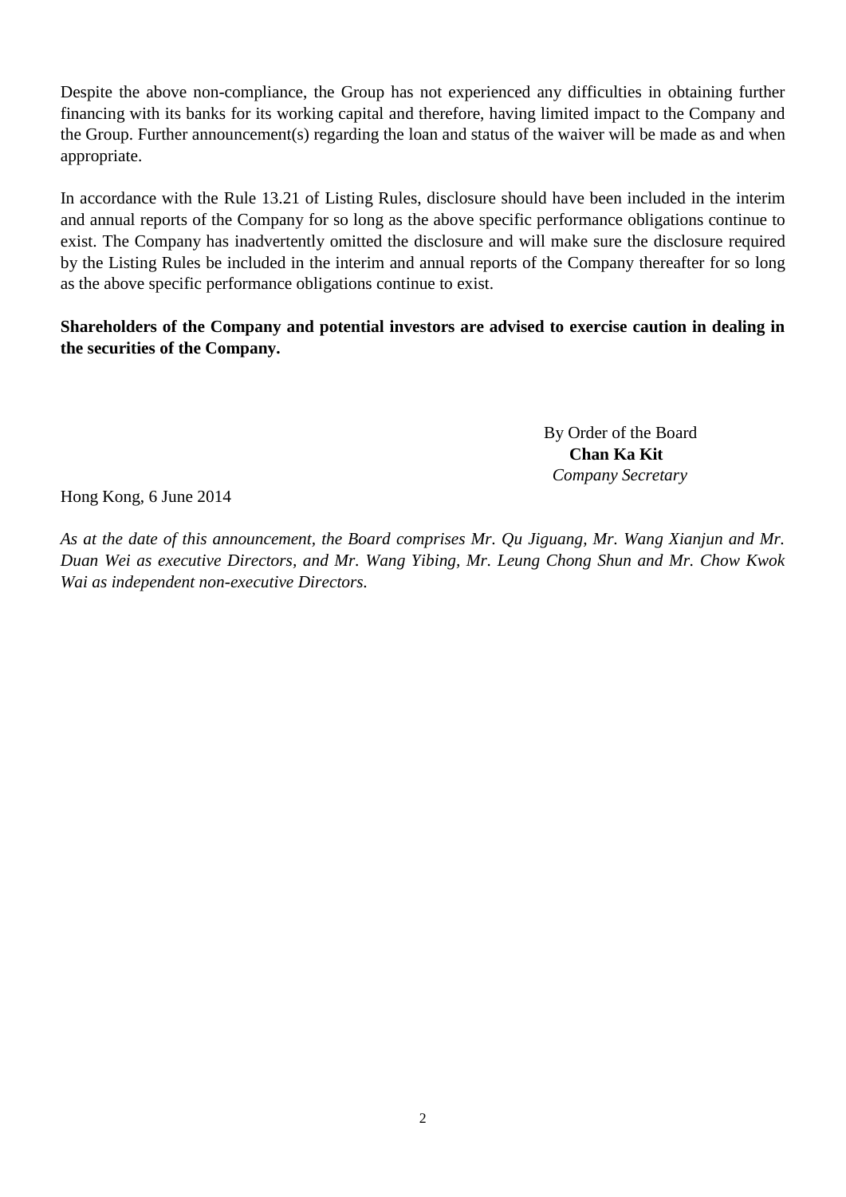Despite the above non-compliance, the Group has not experienced any difficulties in obtaining further financing with its banks for its working capital and therefore, having limited impact to the Company and the Group. Further announcement(s) regarding the loan and status of the waiver will be made as and when appropriate.

In accordance with the Rule 13.21 of Listing Rules, disclosure should have been included in the interim and annual reports of the Company for so long as the above specific performance obligations continue to exist. The Company has inadvertently omitted the disclosure and will make sure the disclosure required by the Listing Rules be included in the interim and annual reports of the Company thereafter for so long as the above specific performance obligations continue to exist.

**Shareholders of the Company and potential investors are advised to exercise caution in dealing in the securities of the Company.**

By Order of the Board
**Chan Ka Kit**
*Company Secretary*

Hong Kong, 6 June 2014

*As at the date of this announcement, the Board comprises Mr. Qu Jiguang, Mr. Wang Xianjun and Mr. Duan Wei as executive Directors, and Mr. Wang Yibing, Mr. Leung Chong Shun and Mr. Chow Kwok Wai as independent non-executive Directors.*